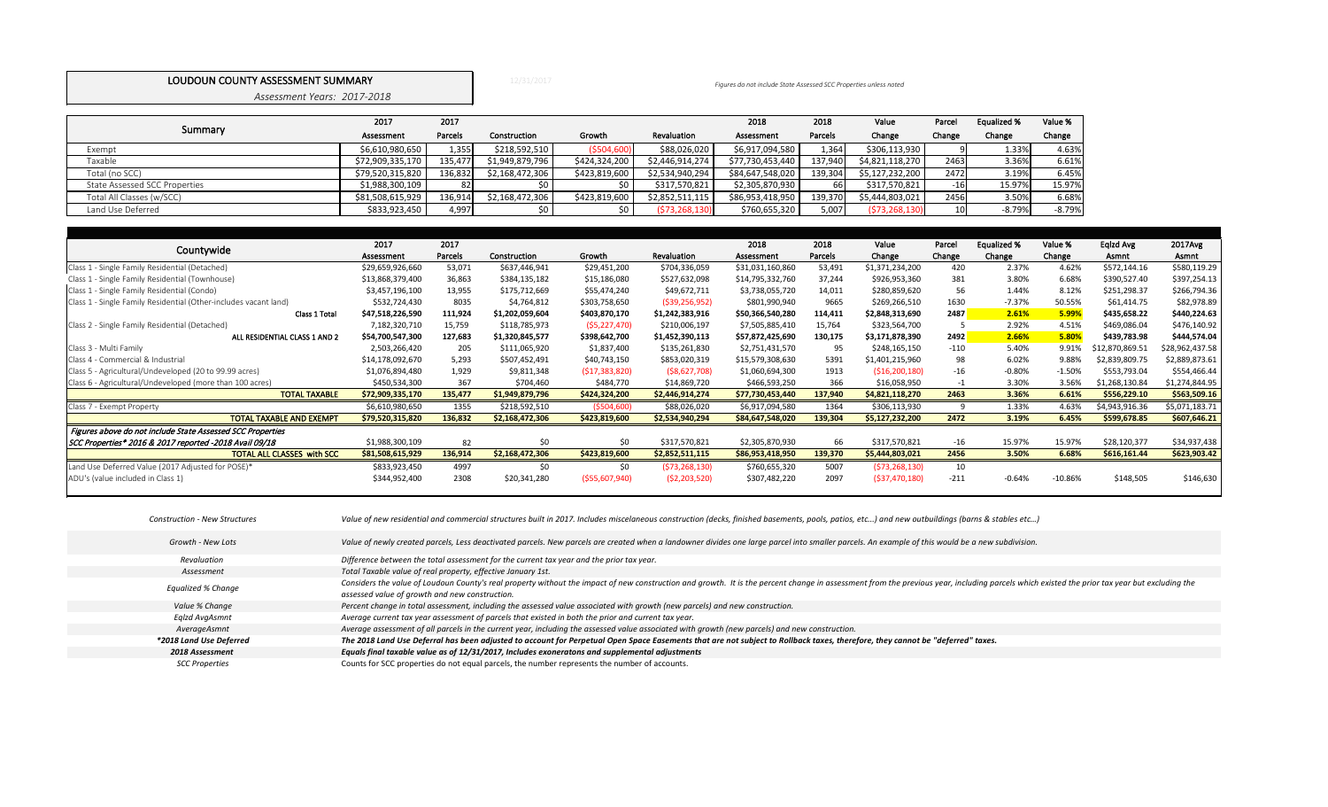# LOUDOUN COUNTY ASSESSMENT SUMMARY

*Assessment Years: 2017-2018*

12/31/2017

*Figures do not include State Assessed SCC Properties unless noted*

| Summary | 2017 Assessment | 2017 Parcels | Construction | Growth | Revaluation | 2018 Assessment | 2018 Parcels | Value Change | Parcel Change | Equalized % Change | Value % Change |
|---|---|---|---|---|---|---|---|---|---|---|---|
| Exempt | $6,610,980,650 | 1,355 | $218,592,510 | ($504,600) | $88,026,020 | $6,917,094,580 | 1,364 | $306,113,930 | 9 | 1.33% | 4.63% |
| Taxable | $72,909,335,170 | 135,477 | $1,949,879,796 | $424,324,200 | $2,446,914,274 | $77,730,453,440 | 137,940 | $4,821,118,270 | 2463 | 3.36% | 6.61% |
| Total (no SCC) | $79,520,315,820 | 136,832 | $2,168,472,306 | $423,819,600 | $2,534,940,294 | $84,647,548,020 | 139,304 | $5,127,232,200 | 2472 | 3.19% | 6.45% |
| State Assessed SCC Properties | $1,988,300,109 | 82 | $0 | $0 | $317,570,821 | $2,305,870,930 | 66 | $317,570,821 | -16 | 15.97% | 15.97% |
| Total All Classes (w/SCC) | $81,508,615,929 | 136,914 | $2,168,472,306 | $423,819,600 | $2,852,511,115 | $86,953,418,950 | 139,370 | $5,444,803,021 | 2456 | 3.50% | 6.68% |
| Land Use Deferred | $833,923,450 | 4,997 | $0 | $0 | ($73,268,130) | $760,655,320 | 5,007 | ($73,268,130) | 10 | -8.79% | -8.79% |

| Countywide | 2017 Assessment | 2017 Parcels | Construction | Growth | Revaluation | 2018 Assessment | 2018 Parcels | Value Change | Parcel Change | Equalized % Change | Value % Change | Eqlzd Avg Asmnt | 2017Avg Asmnt |
|---|---|---|---|---|---|---|---|---|---|---|---|---|---|
| Class 1 - Single Family Residential (Detached) | $29,659,926,660 | 53,071 | $637,446,941 | $29,451,200 | $704,336,059 | $31,031,160,860 | 53,491 | $1,371,234,200 | 420 | 2.37% | 4.62% | $572,144.16 | $580,119.29 |
| Class 1 - Single Family Residential (Townhouse) | $13,868,379,400 | 36,863 | $384,135,182 | $15,186,080 | $527,632,098 | $14,795,332,760 | 37,244 | $926,953,360 | 381 | 3.80% | 6.68% | $390,527.40 | $397,254.13 |
| Class 1 - Single Family Residential (Condo) | $3,457,196,100 | 13,955 | $175,712,669 | $55,474,240 | $49,672,711 | $3,738,055,720 | 14,011 | $280,859,620 | 56 | 1.44% | 8.12% | $251,298.37 | $266,794.36 |
| Class 1 - Single Family Residential (Other-includes vacant land) | $532,724,430 | 8035 | $4,764,812 | $303,758,650 | ($39,256,952) | $801,990,940 | 9665 | $269,266,510 | 1630 | -7.37% | 50.55% | $61,414.75 | $82,978.89 |
| **Class 1 Total** | **$47,518,226,590** | **111,924** | **$1,202,059,604** | **$403,870,170** | **$1,242,383,916** | **$50,366,540,280** | **114,411** | **$2,848,313,690** | **2487** | **2.61%** | **5.99%** | **$435,658.22** | **$440,224.63** |
| Class 2 - Single Family Residential (Detached) | 7,182,320,710 | 15,759 | $118,785,973 | ($5,227,470) | $210,006,197 | $7,505,885,410 | 15,764 | $323,564,700 | 5 | 2.92% | 4.51% | $469,086.04 | $476,140.92 |
| **ALL RESIDENTIAL CLASS 1 AND 2** | **$54,700,547,300** | **127,683** | **$1,320,845,577** | **$398,642,700** | **$1,452,390,113** | **$57,872,425,690** | **130,175** | **$3,171,878,390** | **2492** | **2.66%** | **5.80%** | **$439,783.98** | **$444,574.04** |
| Class 3 - Multi Family | 2,503,266,420 | 205 | $111,065,920 | $1,837,400 | $135,261,830 | $2,751,431,570 | 95 | $248,165,150 | -110 | 5.40% | 9.91% | $12,870,869.51 | $28,962,437.58 |
| Class 4 - Commercial & Industrial | $14,178,092,670 | 5,293 | $507,452,491 | $40,743,150 | $853,020,319 | $15,579,308,630 | 5391 | $1,401,215,960 | 98 | 6.02% | 9.88% | $2,839,809.75 | $2,889,873.61 |
| Class 5 - Agricultural/Undeveloped (20 to 99.99 acres) | $1,076,894,480 | 1,929 | $9,811,348 | ($17,383,820) | ($8,627,708) | $1,060,694,300 | 1913 | ($16,200,180) | -16 | -0.80% | -1.50% | $553,793.04 | $554,466.44 |
| Class 6 - Agricultural/Undeveloped (more than 100 acres) | $450,534,300 | 367 | $704,460 | $484,770 | $14,869,720 | $466,593,250 | 366 | $16,058,950 | -1 | 3.30% | 3.56% | $1,268,130.84 | $1,274,844.95 |
| **TOTAL TAXABLE** | **$72,909,335,170** | **135,477** | **$1,949,879,796** | **$424,324,200** | **$2,446,914,274** | **$77,730,453,440** | **137,940** | **$4,821,118,270** | **2463** | **3.36%** | **6.61%** | **$556,229.10** | **$563,509.16** |
| Class 7 - Exempt Property | $6,610,980,650 | 1355 | $218,592,510 | ($504,600) | $88,026,020 | $6,917,094,580 | 1364 | $306,113,930 | 9 | 1.33% | 4.63% | $4,943,916.36 | $5,071,183.71 |
| **TOTAL TAXABLE AND EXEMPT** | **$79,520,315,820** | **136,832** | **$2,168,472,306** | **$423,819,600** | **$2,534,940,294** | **$84,647,548,020** | **139,304** | **$5,127,232,200** | **2472** | **3.19%** | **6.45%** | **$599,678.85** | **$607,646.21** |
| *Figures above do not include State Assessed SCC Properties* | | | | | | | | | | | | | |
| *SCC Properties\* 2016 & 2017 reported -2018 Avail 09/18* | $1,988,300,109 | 82 | $0 | $0 | $317,570,821 | $2,305,870,930 | 66 | $317,570,821 | -16 | 15.97% | 15.97% | $28,120,377 | $34,937,438 |
| **TOTAL ALL CLASSES with SCC** | **$81,508,615,929** | **136,914** | **$2,168,472,306** | **$423,819,600** | **$2,852,511,115** | **$86,953,418,950** | **139,370** | **$5,444,803,021** | **2456** | **3.50%** | **6.68%** | **$616,161.44** | **$623,903.42** |
| Land Use Deferred Value (2017 Adjusted for POSE)* | $833,923,450 | 4997 | $0 | $0 | ($73,268,130) | $760,655,320 | 5007 | ($73,268,130) | 10 | | | | |
| ADU's (value included in Class 1) | $344,952,400 | 2308 | $20,341,280 | ($55,607,940) | ($2,203,520) | $307,482,220 | 2097 | ($37,470,180) | -211 | -0.64% | -10.86% | $148,505 | $146,630 |

| Term | Definition |
|---|---|
| *Construction - New Structures* | *Value of new residential and commercial structures built in 2017. Includes miscelaneous construction (decks, finished basements, pools, patios, etc...) and new outbuildings (barns & stables etc...)* |
| *Growth - New Lots* | *Value of newly created parcels, Less deactivated parcels. New parcels are created when a landowner divides one large parcel into smaller parcels. An example of this would be a new subdivision.* |
| *Revaluation* | *Difference between the total assessment for the current tax year and the prior tax year.* |
| *Assessment* | *Total Taxable value of real property, effective January 1st.* |
| *Equalized % Change* | *Considers the value of Loudoun County's real property without the impact of new construction and growth. It is the percent change in assessment from the previous year, including parcels which existed the prior tax year but excluding the assessed value of growth and new construction.* |
| *Value % Change* | *Percent change in total assessment, including the assessed value associated with growth (new parcels) and new construction.* |
| *Eqlzd AvgAsmnt* | *Average current tax year assessment of parcels that existed in both the prior and current tax year.* |
| *AverageAsmnt* | *Average assessment of all parcels in the current year, including the assessed value associated with growth (new parcels) and new construction.* |
| ***\*2018 Land Use Deferred*** | ***The 2018 Land Use Deferral has been adjusted to account for Perpetual Open Space Easements that are not subject to Rollback taxes, therefore, they cannot be "deferred" taxes.*** |
| ***2018 Assessment*** | ***Equals final taxable value as of 12/31/2017, Includes exoneratons and supplemental adjustments*** |
| *SCC Properties* | Counts for SCC properties do not equal parcels, the number represents the number of accounts. |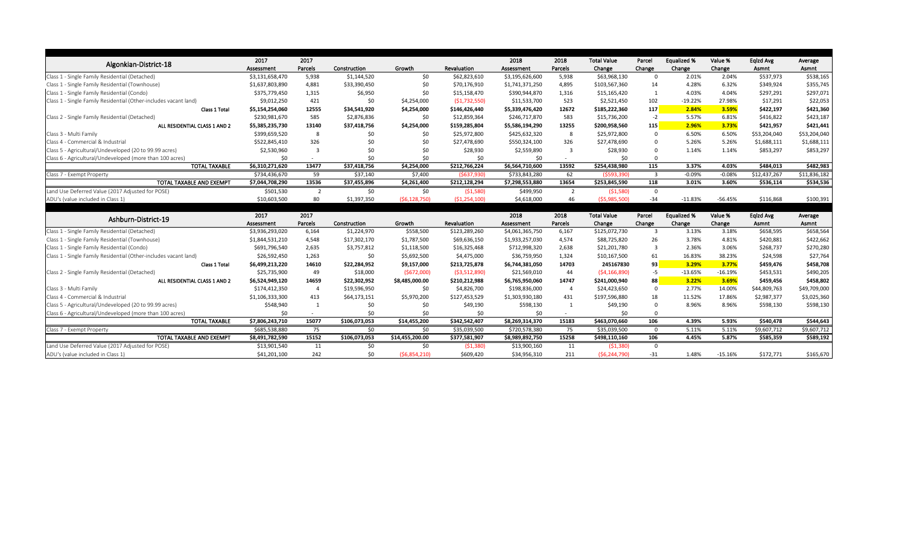| Algonkian-District-18 | 2017 Assessment | 2017 Parcels | Construction | Growth | Revaluation | 2018 Assessment | 2018 Parcels | Total Value Change | Parcel Change | Equalized % Change | Value % Change | Eqlzd Avg Asmnt | Average Asmnt |
|---|---|---|---|---|---|---|---|---|---|---|---|---|---|
| Class 1 - Single Family Residential (Detached) | $3,131,658,470 | 5,938 | $1,144,520 | $0 | $62,823,610 | $3,195,626,600 | 5,938 | $63,968,130 | 0 | 2.01% | 2.04% | $537,973 | $538,165 |
| Class 1 - Single Family Residential (Townhouse) | $1,637,803,890 | 4,881 | $33,390,450 | $0 | $70,176,910 | $1,741,371,250 | 4,895 | $103,567,360 | 14 | 4.28% | 6.32% | $349,924 | $355,745 |
| Class 1 - Single Family Residential (Condo) | $375,779,450 | 1,315 | $6,950 | $0 | $15,158,470 | $390,944,870 | 1,316 | $15,165,420 | 1 | 4.03% | 4.04% | $297,291 | $297,071 |
| Class 1 - Single Family Residential (Other-includes vacant land) | $9,012,250 | 421 | $0 | $4,254,000 | ($1,732,550) | $11,533,700 | 523 | $2,521,450 | 102 | -19.22% | 27.98% | $17,291 | $22,053 |
| **Class 1 Total** | **$5,154,254,060** | **12555** | **$34,541,920** | **$4,254,000** | **$146,426,440** | **$5,339,476,420** | **12672** | **$185,222,360** | **117** | **2.84%** | **3.59%** | **$422,197** | **$421,360** |
| Class 2 - Single Family Residential (Detached) | $230,981,670 | 585 | $2,876,836 | $0 | $12,859,364 | $246,717,870 | 583 | $15,736,200 | -2 | 5.57% | 6.81% | $416,822 | $423,187 |
| **ALL RESIDENTIAL CLASS 1 AND 2** | **$5,385,235,730** | **13140** | **$37,418,756** | **$4,254,000** | **$159,285,804** | **$5,586,194,290** | **13255** | **$200,958,560** | **115** | **2.96%** | **3.73%** | **$421,957** | **$421,441** |
| Class 3 - Multi Family | $399,659,520 | 8 | $0 | $0 | $25,972,800 | $425,632,320 | 8 | $25,972,800 | 0 | 6.50% | 6.50% | $53,204,040 | $53,204,040 |
| Class 4 - Commercial & Industrial | $522,845,410 | 326 | $0 | $0 | $27,478,690 | $550,324,100 | 326 | $27,478,690 | 0 | 5.26% | 5.26% | $1,688,111 | $1,688,111 |
| Class 5 - Agricultural/Undeveloped (20 to 99.99 acres) | $2,530,960 | 3 | $0 | $0 | $28,930 | $2,559,890 | 3 | $28,930 | 0 | 1.14% | 1.14% | $853,297 | $853,297 |
| Class 6 - Agricultural/Undeveloped (more than 100 acres) | $0 | - | $0 | $0 | $0 | $0 | - | $0 | 0 | | | | |
| **TOTAL TAXABLE** | **$6,310,271,620** | **13477** | **$37,418,756** | **$4,254,000** | **$212,766,224** | **$6,564,710,600** | **13592** | **$254,438,980** | **115** | **3.37%** | **4.03%** | **$484,013** | **$482,983** |
| Class 7 - Exempt Property | $734,436,670 | 59 | $37,140 | $7,400 | ($637,930) | $733,843,280 | 62 | ($593,390) | 3 | -0.09% | -0.08% | $12,437,267 | $11,836,182 |
| **TOTAL TAXABLE AND EXEMPT** | **$7,044,708,290** | **13536** | **$37,455,896** | **$4,261,400** | **$212,128,294** | **$7,298,553,880** | **13654** | **$253,845,590** | **118** | **3.01%** | **3.60%** | **$536,114** | **$534,536** |
| Land Use Deferred Value (2017 Adjusted for POSE) | $501,530 | 2 | $0 | $0 | ($1,580) | $499,950 | 2 | ($1,580) | 0 | | | | |
| ADU's (value included in Class 1) | $10,603,500 | 80 | $1,397,350 | ($6,128,750) | ($1,254,100) | $4,618,000 | 46 | ($5,985,500) | -34 | -11.83% | -56.45% | $116,868 | $100,391 |

| Ashburn-District-19 | 2017 Assessment | 2017 Parcels | Construction | Growth | Revaluation | 2018 Assessment | 2018 Parcels | Total Value Change | Parcel Change | Equalized % Change | Value % Change | Eqlzd Avg Asmnt | Average Asmnt |
|---|---|---|---|---|---|---|---|---|---|---|---|---|---|
| Class 1 - Single Family Residential (Detached) | $3,936,293,020 | 6,164 | $1,224,970 | $558,500 | $123,289,260 | $4,061,365,750 | 6,167 | $125,072,730 | 3 | 3.13% | 3.18% | $658,595 | $658,564 |
| Class 1 - Single Family Residential (Townhouse) | $1,844,531,210 | 4,548 | $17,302,170 | $1,787,500 | $69,636,150 | $1,933,257,030 | 4,574 | $88,725,820 | 26 | 3.78% | 4.81% | $420,881 | $422,662 |
| Class 1 - Single Family Residential (Condo) | $691,796,540 | 2,635 | $3,757,812 | $1,118,500 | $16,325,468 | $712,998,320 | 2,638 | $21,201,780 | 3 | 2.36% | 3.06% | $268,737 | $270,280 |
| Class 1 - Single Family Residential (Other-includes vacant land) | $26,592,450 | 1,263 | $0 | $5,692,500 | $4,475,000 | $36,759,950 | 1,324 | $10,167,500 | 61 | 16.83% | 38.23% | $24,598 | $27,764 |
| **Class 1 Total** | **$6,499,213,220** | **14610** | **$22,284,952** | **$9,157,000** | **$213,725,878** | **$6,744,381,050** | **14703** | **245167830** | **93** | **3.29%** | **3.77%** | **$459,476** | **$458,708** |
| Class 2 - Single Family Residential (Detached) | $25,735,900 | 49 | $18,000 | ($672,000) | ($3,512,890) | $21,569,010 | 44 | ($4,166,890) | -5 | -13.65% | -16.19% | $453,531 | $490,205 |
| **ALL RESIDENTIAL CLASS 1 AND 2** | **$6,524,949,120** | **14659** | **$22,302,952** | **$8,485,000.00** | **$210,212,988** | **$6,765,950,060** | **14747** | **$241,000,940** | **88** | **3.22%** | **3.69%** | **$459,456** | **$458,802** |
| Class 3 - Multi Family | $174,412,350 | 4 | $19,596,950 | $0 | $4,826,700 | $198,836,000 | 4 | $24,423,650 | 0 | 2.77% | 14.00% | $44,809,763 | $49,709,000 |
| Class 4 - Commercial & Industrial | $1,106,333,300 | 413 | $64,173,151 | $5,970,200 | $127,453,529 | $1,303,930,180 | 431 | $197,596,880 | 18 | 11.52% | 17.86% | $2,987,377 | $3,025,360 |
| Class 5 - Agricultural/Undeveloped (20 to 99.99 acres) | $548,940 | 1 | $0 | $0 | $49,190 | $598,130 | 1 | $49,190 | 0 | 8.96% | 8.96% | $598,130 | $598,130 |
| Class 6 - Agricultural/Undeveloped (more than 100 acres) | $0 | - | $0 | $0 | $0 | $0 | - | $0 | 0 | | | | |
| **TOTAL TAXABLE** | **$7,806,243,710** | **15077** | **$106,073,053** | **$14,455,200** | **$342,542,407** | **$8,269,314,370** | **15183** | **$463,070,660** | **106** | **4.39%** | **5.93%** | **$540,478** | **$544,643** |
| Class 7 - Exempt Property | $685,538,880 | 75 | $0 | $0 | $35,039,500 | $720,578,380 | 75 | $35,039,500 | 0 | 5.11% | 5.11% | $9,607,712 | $9,607,712 |
| **TOTAL TAXABLE AND EXEMPT** | **$8,491,782,590** | **15152** | **$106,073,053** | **$14,455,200.00** | **$377,581,907** | **$8,989,892,750** | **15258** | **$498,110,160** | **106** | **4.45%** | **5.87%** | **$585,359** | **$589,192** |
| Land Use Deferred Value (2017 Adjusted for POSE) | $13,901,540 | 11 | $0 | $0 | ($1,380) | $13,900,160 | 11 | ($1,380) | 0 | | | | |
| ADU's (value included in Class 1) | $41,201,100 | 242 | $0 | ($6,854,210) | $609,420 | $34,956,310 | 211 | ($6,244,790) | -31 | 1.48% | -15.16% | $172,771 | $165,670 |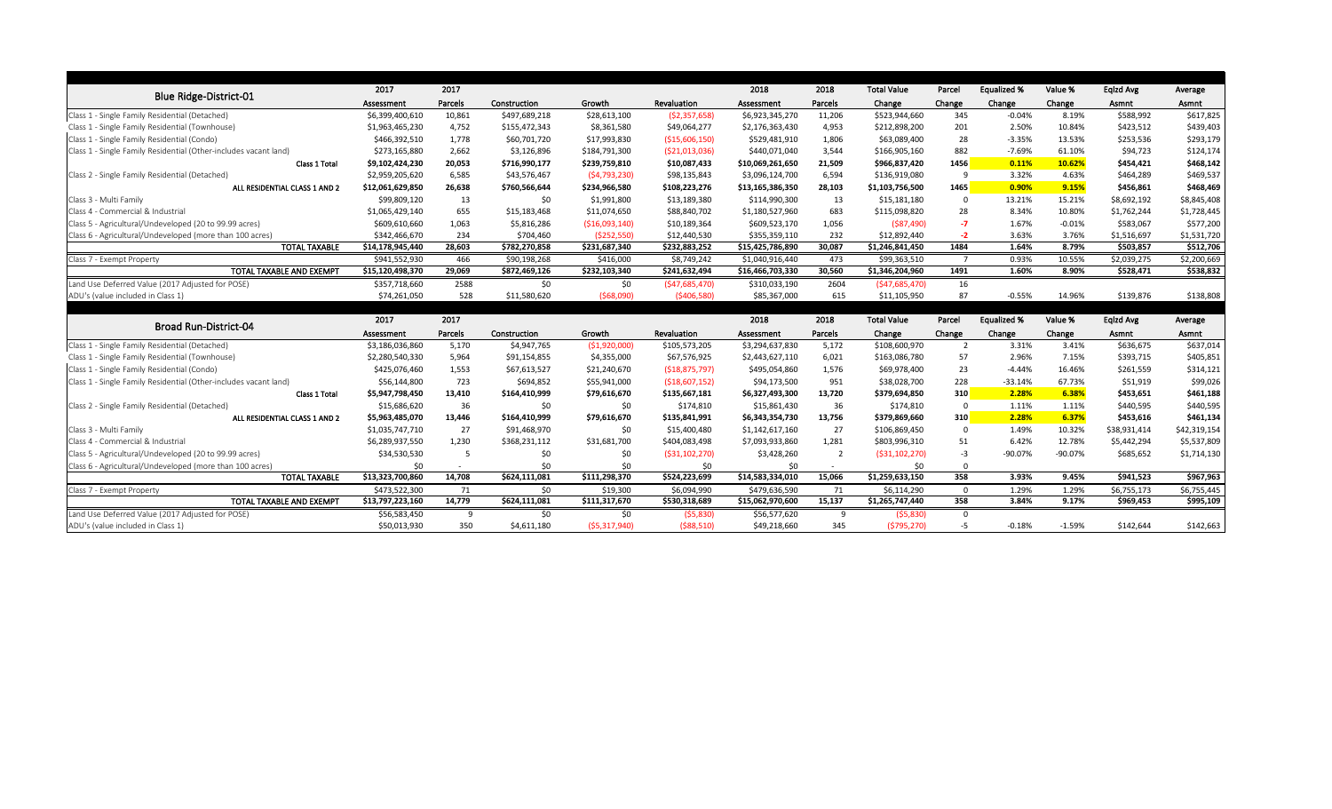| Blue Ridge-District-01 | 2017 Assessment | 2017 Parcels | Construction | Growth | Revaluation | 2018 Assessment | 2018 Parcels | Total Value Change | Parcel Change | Equalized % Change | Value % Change | Eqlzd Avg Asmnt | Average Asmnt |
|---|---|---|---|---|---|---|---|---|---|---|---|---|---|
| Class 1 - Single Family Residential (Detached) | $6,399,400,610 | 10,861 | $497,689,218 | $28,613,100 | ($2,357,658) | $6,923,345,270 | 11,206 | $523,944,660 | 345 | -0.04% | 8.19% | $588,992 | $617,825 |
| Class 1 - Single Family Residential (Townhouse) | $1,963,465,230 | 4,752 | $155,472,343 | $8,361,580 | $49,064,277 | $2,176,363,430 | 4,953 | $212,898,200 | 201 | 2.50% | 10.84% | $423,512 | $439,403 |
| Class 1 - Single Family Residential (Condo) | $466,392,510 | 1,778 | $60,701,720 | $17,993,830 | ($15,606,150) | $529,481,910 | 1,806 | $63,089,400 | 28 | -3.35% | 13.53% | $253,536 | $293,179 |
| Class 1 - Single Family Residential (Other-includes vacant land) | $273,165,880 | 2,662 | $3,126,896 | $184,791,300 | ($21,013,036) | $440,071,040 | 3,544 | $166,905,160 | 882 | -7.69% | 61.10% | $94,723 | $124,174 |
| **Class 1 Total** | **$9,102,424,230** | **20,053** | **$716,990,177** | **$239,759,810** | **$10,087,433** | **$10,069,261,650** | **21,509** | **$966,837,420** | **1456** | **0.11%** | **10.62%** | **$454,421** | **$468,142** |
| Class 2 - Single Family Residential (Detached) | $2,959,205,620 | 6,585 | $43,576,467 | ($4,793,230) | $98,135,843 | $3,096,124,700 | 6,594 | $136,919,080 | 9 | 3.32% | 4.63% | $464,289 | $469,537 |
| **ALL RESIDENTIAL CLASS 1 AND 2** | **$12,061,629,850** | **26,638** | **$760,566,644** | **$234,966,580** | **$108,223,276** | **$13,165,386,350** | **28,103** | **$1,103,756,500** | **1465** | **0.90%** | **9.15%** | **$456,861** | **$468,469** |
| Class 3 - Multi Family | $99,809,120 | 13 | $0 | $1,991,800 | $13,189,380 | $114,990,300 | 13 | $15,181,180 | 0 | 13.21% | 15.21% | $8,692,192 | $8,845,408 |
| Class 4 - Commercial & Industrial | $1,065,429,140 | 655 | $15,183,468 | $11,074,650 | $88,840,702 | $1,180,527,960 | 683 | $115,098,820 | 28 | 8.34% | 10.80% | $1,762,244 | $1,728,445 |
| Class 5 - Agricultural/Undeveloped (20 to 99.99 acres) | $609,610,660 | 1,063 | $5,816,286 | ($16,093,140) | $10,189,364 | $609,523,170 | 1,056 | ($87,490) | -7 | 1.67% | -0.01% | $583,067 | $577,200 |
| Class 6 - Agricultural/Undeveloped (more than 100 acres) | $342,466,670 | 234 | $704,460 | ($252,550) | $12,440,530 | $355,359,110 | 232 | $12,892,440 | -2 | 3.63% | 3.76% | $1,516,697 | $1,531,720 |
| **TOTAL TAXABLE** | **$14,178,945,440** | **28,603** | **$782,270,858** | **$231,687,340** | **$232,883,252** | **$15,425,786,890** | **30,087** | **$1,246,841,450** | **1484** | **1.64%** | **8.79%** | **$503,857** | **$512,706** |
| Class 7 - Exempt Property | $941,552,930 | 466 | $90,198,268 | $416,000 | $8,749,242 | $1,040,916,440 | 473 | $99,363,510 | 7 | 0.93% | 10.55% | $2,039,275 | $2,200,669 |
| **TOTAL TAXABLE AND EXEMPT** | **$15,120,498,370** | **29,069** | **$872,469,126** | **$232,103,340** | **$241,632,494** | **$16,466,703,330** | **30,560** | **$1,346,204,960** | **1491** | **1.60%** | **8.90%** | **$528,471** | **$538,832** |
| Land Use Deferred Value (2017 Adjusted for POSE) | $357,718,660 | 2588 | $0 | $0 | ($47,685,470) | $310,033,190 | 2604 | ($47,685,470) | 16 | | | | |
| ADU's (value included in Class 1) | $74,261,050 | 528 | $11,580,620 | ($68,090) | ($406,580) | $85,367,000 | 615 | $11,105,950 | 87 | -0.55% | 14.96% | $139,876 | $138,808 |

| Broad Run-District-04 | 2017 Assessment | 2017 Parcels | Construction | Growth | Revaluation | 2018 Assessment | 2018 Parcels | Total Value Change | Parcel Change | Equalized % Change | Value % Change | Eqlzd Avg Asmnt | Average Asmnt |
|---|---|---|---|---|---|---|---|---|---|---|---|---|---|
| Class 1 - Single Family Residential (Detached) | $3,186,036,860 | 5,170 | $4,947,765 | ($1,920,000) | $105,573,205 | $3,294,637,830 | 5,172 | $108,600,970 | 2 | 3.31% | 3.41% | $636,675 | $637,014 |
| Class 1 - Single Family Residential (Townhouse) | $2,280,540,330 | 5,964 | $91,154,855 | $4,355,000 | $67,576,925 | $2,443,627,110 | 6,021 | $163,086,780 | 57 | 2.96% | 7.15% | $393,715 | $405,851 |
| Class 1 - Single Family Residential (Condo) | $425,076,460 | 1,553 | $67,613,527 | $21,240,670 | ($18,875,797) | $495,054,860 | 1,576 | $69,978,400 | 23 | -4.44% | 16.46% | $261,559 | $314,121 |
| Class 1 - Single Family Residential (Other-includes vacant land) | $56,144,800 | 723 | $694,852 | $55,941,000 | ($18,607,152) | $94,173,500 | 951 | $38,028,700 | 228 | -33.14% | 67.73% | $51,919 | $99,026 |
| **Class 1 Total** | **$5,947,798,450** | **13,410** | **$164,410,999** | **$79,616,670** | **$135,667,181** | **$6,327,493,300** | **13,720** | **$379,694,850** | **310** | **2.28%** | **6.38%** | **$453,651** | **$461,188** |
| Class 2 - Single Family Residential (Detached) | $15,686,620 | 36 | $0 | $0 | $174,810 | $15,861,430 | 36 | $174,810 | 0 | 1.11% | 1.11% | $440,595 | $440,595 |
| **ALL RESIDENTIAL CLASS 1 AND 2** | **$5,963,485,070** | **13,446** | **$164,410,999** | **$79,616,670** | **$135,841,991** | **$6,343,354,730** | **13,756** | **$379,869,660** | **310** | **2.28%** | **6.37%** | **$453,616** | **$461,134** |
| Class 3 - Multi Family | $1,035,747,710 | 27 | $91,468,970 | $0 | $15,400,480 | $1,142,617,160 | 27 | $106,869,450 | 0 | 1.49% | 10.32% | $38,931,414 | $42,319,154 |
| Class 4 - Commercial & Industrial | $6,289,937,550 | 1,230 | $368,231,112 | $31,681,700 | $404,083,498 | $7,093,933,860 | 1,281 | $803,996,310 | 51 | 6.42% | 12.78% | $5,442,294 | $5,537,809 |
| Class 5 - Agricultural/Undeveloped (20 to 99.99 acres) | $34,530,530 | 5 | $0 | $0 | ($31,102,270) | $3,428,260 | 2 | ($31,102,270) | -3 | -90.07% | -90.07% | $685,652 | $1,714,130 |
| Class 6 - Agricultural/Undeveloped (more than 100 acres) | $0 | - | $0 | $0 | $0 | $0 | - | $0 | 0 | | | | |
| **TOTAL TAXABLE** | **$13,323,700,860** | **14,708** | **$624,111,081** | **$111,298,370** | **$524,223,699** | **$14,583,334,010** | **15,066** | **$1,259,633,150** | **358** | **3.93%** | **9.45%** | **$941,523** | **$967,963** |
| Class 7 - Exempt Property | $473,522,300 | 71 | $0 | $19,300 | $6,094,990 | $479,636,590 | 71 | $6,114,290 | 0 | 1.29% | 1.29% | $6,755,173 | $6,755,445 |
| **TOTAL TAXABLE AND EXEMPT** | **$13,797,223,160** | **14,779** | **$624,111,081** | **$111,317,670** | **$530,318,689** | **$15,062,970,600** | **15,137** | **$1,265,747,440** | **358** | **3.84%** | **9.17%** | **$969,453** | **$995,109** |
| Land Use Deferred Value (2017 Adjusted for POSE) | $56,583,450 | 9 | $0 | $0 | ($5,830) | $56,577,620 | 9 | ($5,830) | 0 | | | | |
| ADU's (value included in Class 1) | $50,013,930 | 350 | $4,611,180 | ($5,317,940) | ($88,510) | $49,218,660 | 345 | ($795,270) | -5 | -0.18% | -1.59% | $142,644 | $142,663 |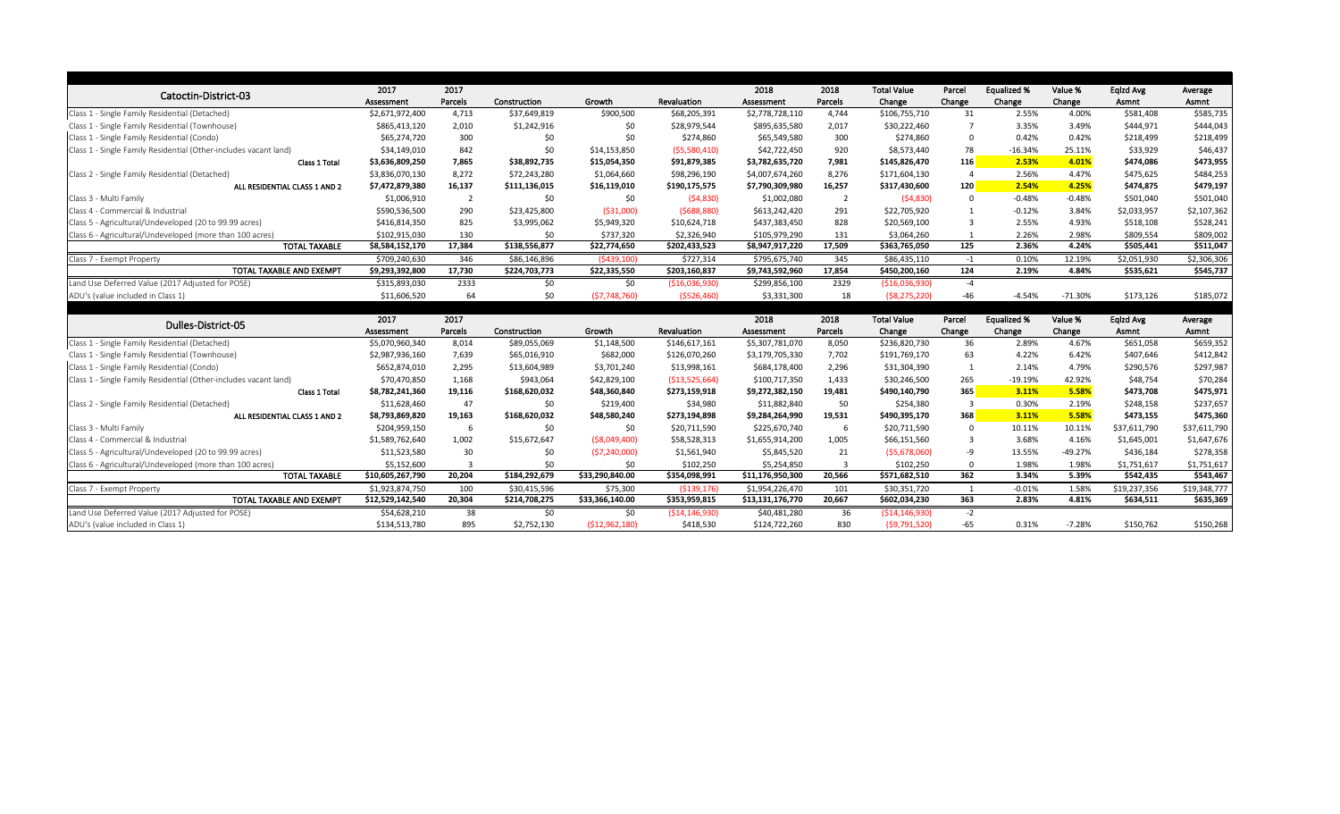| Catoctin-District-03 | 2017 Assessment | 2017 Parcels | Construction | Growth | Revaluation | 2018 Assessment | 2018 Parcels | Total Value Change | Parcel Change | Equalized % Change | Value % Change | Eqlzd Avg Asmnt | Average Asmnt |
|---|---|---|---|---|---|---|---|---|---|---|---|---|---|
| Class 1 - Single Family Residential (Detached) | $2,671,972,400 | 4,713 | $37,649,819 | $900,500 | $68,205,391 | $2,778,728,110 | 4,744 | $106,755,710 | 31 | 2.55% | 4.00% | $581,408 | $585,735 |
| Class 1 - Single Family Residential (Townhouse) | $865,413,120 | 2,010 | $1,242,916 | $0 | $28,979,544 | $895,635,580 | 2,017 | $30,222,460 | 7 | 3.35% | 3.49% | $444,971 | $444,043 |
| Class 1 - Single Family Residential (Condo) | $65,274,720 | 300 | $0 | $0 | $274,860 | $65,549,580 | 300 | $274,860 | 0 | 0.42% | 0.42% | $218,499 | $218,499 |
| Class 1 - Single Family Residential (Other-includes vacant land) | $34,149,010 | 842 | $0 | $14,153,850 | ($5,580,410) | $42,722,450 | 920 | $8,573,440 | 78 | -16.34% | 25.11% | $33,929 | $46,437 |
| **Class 1 Total** | **$3,636,809,250** | **7,865** | **$38,892,735** | **$15,054,350** | **$91,879,385** | **$3,782,635,720** | **7,981** | **$145,826,470** | **116** | **2.53%** | **4.01%** | **$474,086** | **$473,955** |
| Class 2 - Single Family Residential (Detached) | $3,836,070,130 | 8,272 | $72,243,280 | $1,064,660 | $98,296,190 | $4,007,674,260 | 8,276 | $171,604,130 | 4 | 2.56% | 4.47% | $475,625 | $484,253 |
| **ALL RESIDENTIAL CLASS 1 AND 2** | **$7,472,879,380** | **16,137** | **$111,136,015** | **$16,119,010** | **$190,175,575** | **$7,790,309,980** | **16,257** | **$317,430,600** | **120** | **2.54%** | **4.25%** | **$474,875** | **$479,197** |
| Class 3 - Multi Family | $1,006,910 | 2 | $0 | $0 | ($4,830) | $1,002,080 | 2 | ($4,830) | 0 | -0.48% | -0.48% | $501,040 | $501,040 |
| Class 4 - Commercial & Industrial | $590,536,500 | 290 | $23,425,800 | ($31,000) | ($688,880) | $613,242,420 | 291 | $22,705,920 | 1 | -0.12% | 3.84% | $2,033,957 | $2,107,362 |
| Class 5 - Agricultural/Undeveloped (20 to 99.99 acres) | $416,814,350 | 825 | $3,995,062 | $5,949,320 | $10,624,718 | $437,383,450 | 828 | $20,569,100 | 3 | 2.55% | 4.93% | $518,108 | $528,241 |
| Class 6 - Agricultural/Undeveloped (more than 100 acres) | $102,915,030 | 130 | $0 | $737,320 | $2,326,940 | $105,979,290 | 131 | $3,064,260 | 1 | 2.26% | 2.98% | $809,554 | $809,002 |
| **TOTAL TAXABLE** | **$8,584,152,170** | **17,384** | **$138,556,877** | **$22,774,650** | **$202,433,523** | **$8,947,917,220** | **17,509** | **$363,765,050** | **125** | **2.36%** | **4.24%** | **$505,441** | **$511,047** |
| Class 7 - Exempt Property | $709,240,630 | 346 | $86,146,896 | ($439,100) | $727,314 | $795,675,740 | 345 | $86,435,110 | -1 | 0.10% | 12.19% | $2,051,930 | $2,306,306 |
| **TOTAL TAXABLE AND EXEMPT** | **$9,293,392,800** | **17,730** | **$224,703,773** | **$22,335,550** | **$203,160,837** | **$9,743,592,960** | **17,854** | **$450,200,160** | **124** | **2.19%** | **4.84%** | **$535,621** | **$545,737** |
| Land Use Deferred Value (2017 Adjusted for POSE) | $315,893,030 | 2333 | $0 | $0 | ($16,036,930) | $299,856,100 | 2329 | ($16,036,930) | -4 | | | | |
| ADU's (value included in Class 1) | $11,606,520 | 64 | $0 | ($7,748,760) | ($526,460) | $3,331,300 | 18 | ($8,275,220) | -46 | -4.54% | -71.30% | $173,126 | $185,072 |

| Dulles-District-05 | 2017 Assessment | 2017 Parcels | Construction | Growth | Revaluation | 2018 Assessment | 2018 Parcels | Total Value Change | Parcel Change | Equalized % Change | Value % Change | Eqlzd Avg Asmnt | Average Asmnt |
|---|---|---|---|---|---|---|---|---|---|---|---|---|---|
| Class 1 - Single Family Residential (Detached) | $5,070,960,340 | 8,014 | $89,055,069 | $1,148,500 | $146,617,161 | $5,307,781,070 | 8,050 | $236,820,730 | 36 | 2.89% | 4.67% | $651,058 | $659,352 |
| Class 1 - Single Family Residential (Townhouse) | $2,987,936,160 | 7,639 | $65,016,910 | $682,000 | $126,070,260 | $3,179,705,330 | 7,702 | $191,769,170 | 63 | 4.22% | 6.42% | $407,646 | $412,842 |
| Class 1 - Single Family Residential (Condo) | $652,874,010 | 2,295 | $13,604,989 | $3,701,240 | $13,998,161 | $684,178,400 | 2,296 | $31,304,390 | 1 | 2.14% | 4.79% | $290,576 | $297,987 |
| Class 1 - Single Family Residential (Other-includes vacant land) | $70,470,850 | 1,168 | $943,064 | $42,829,100 | ($13,525,664) | $100,717,350 | 1,433 | $30,246,500 | 265 | -19.19% | 42.92% | $48,754 | $70,284 |
| **Class 1 Total** | **$8,782,241,360** | **19,116** | **$168,620,032** | **$48,360,840** | **$273,159,918** | **$9,272,382,150** | **19,481** | **$490,140,790** | **365** | **3.11%** | **5.58%** | **$473,708** | **$475,971** |
| Class 2 - Single Family Residential (Detached) | $11,628,460 | 47 | $0 | $219,400 | $34,980 | $11,882,840 | 50 | $254,380 | 3 | 0.30% | 2.19% | $248,158 | $237,657 |
| **ALL RESIDENTIAL CLASS 1 AND 2** | **$8,793,869,820** | **19,163** | **$168,620,032** | **$48,580,240** | **$273,194,898** | **$9,284,264,990** | **19,531** | **$490,395,170** | **368** | **3.11%** | **5.58%** | **$473,155** | **$475,360** |
| Class 3 - Multi Family | $204,959,150 | 6 | $0 | $0 | $20,711,590 | $225,670,740 | 6 | $20,711,590 | 0 | 10.11% | 10.11% | $37,611,790 | $37,611,790 |
| Class 4 - Commercial & Industrial | $1,589,762,640 | 1,002 | $15,672,647 | ($8,049,400) | $58,528,313 | $1,655,914,200 | 1,005 | $66,151,560 | 3 | 3.68% | 4.16% | $1,645,001 | $1,647,676 |
| Class 5 - Agricultural/Undeveloped (20 to 99.99 acres) | $11,523,580 | 30 | $0 | ($7,240,000) | $1,561,940 | $5,845,520 | 21 | ($5,678,060) | -9 | 13.55% | -49.27% | $436,184 | $278,358 |
| Class 6 - Agricultural/Undeveloped (more than 100 acres) | $5,152,600 | 3 | $0 | $0 | $102,250 | $5,254,850 | 3 | $102,250 | 0 | 1.98% | 1.98% | $1,751,617 | $1,751,617 |
| **TOTAL TAXABLE** | **$10,605,267,790** | **20,204** | **$184,292,679** | **$33,290,840.00** | **$354,098,991** | **$11,176,950,300** | **20,566** | **$571,682,510** | **362** | **3.34%** | **5.39%** | **$542,435** | **$543,467** |
| Class 7 - Exempt Property | $1,923,874,750 | 100 | $30,415,596 | $75,300 | ($139,176) | $1,954,226,470 | 101 | $30,351,720 | 1 | -0.01% | 1.58% | $19,237,356 | $19,348,777 |
| **TOTAL TAXABLE AND EXEMPT** | **$12,529,142,540** | **20,304** | **$214,708,275** | **$33,366,140.00** | **$353,959,815** | **$13,131,176,770** | **20,667** | **$602,034,230** | **363** | **2.83%** | **4.81%** | **$634,511** | **$635,369** |
| Land Use Deferred Value (2017 Adjusted for POSE) | $54,628,210 | 38 | $0 | $0 | ($14,146,930) | $40,481,280 | 36 | ($14,146,930) | -2 | | | | |
| ADU's (value included in Class 1) | $134,513,780 | 895 | $2,752,130 | ($12,962,180) | $418,530 | $124,722,260 | 830 | ($9,791,520) | -65 | 0.31% | -7.28% | $150,762 | $150,268 |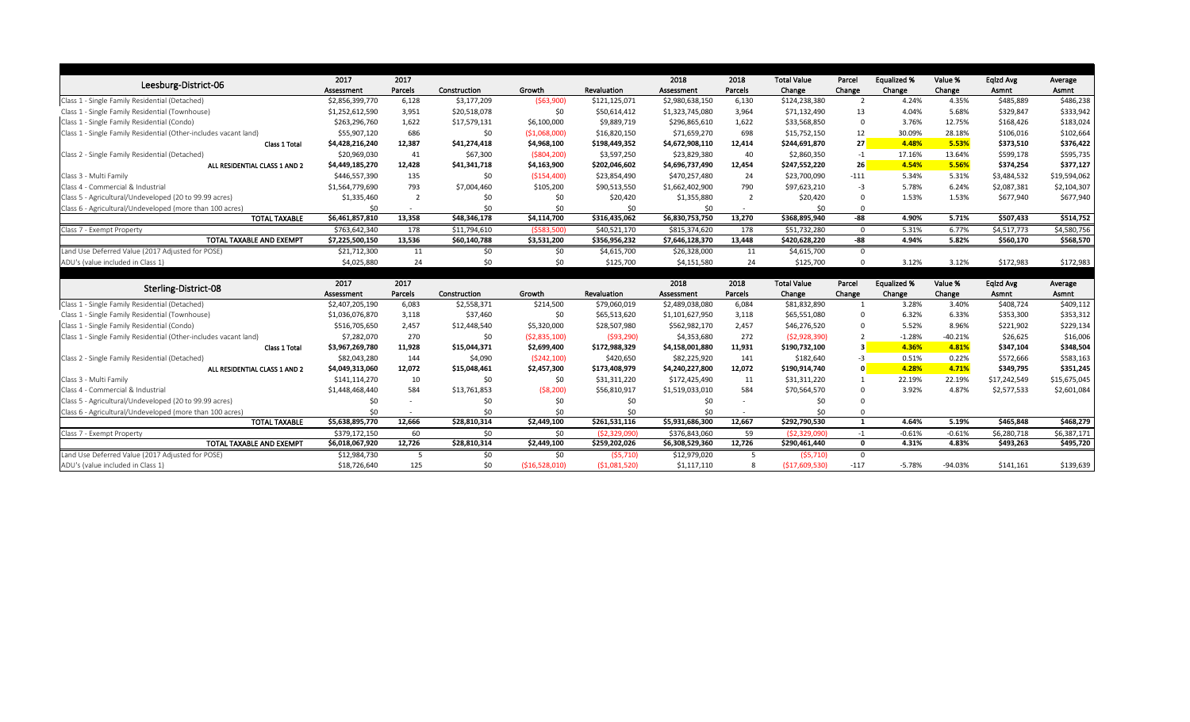| Leesburg-District-06 | 2017 Assessment | 2017 Parcels | Construction | Growth | Revaluation | 2018 Assessment | 2018 Parcels | Total Value Change | Parcel Change | Equalized % Change | Value % Change | Eqlzd Avg Asmnt | Average Asmnt |
|---|---|---|---|---|---|---|---|---|---|---|---|---|---|
| Class 1 - Single Family Residential (Detached) | $2,856,399,770 | 6,128 | $3,177,209 | ($63,900) | $121,125,071 | $2,980,638,150 | 6,130 | $124,238,380 | 2 | 4.24% | 4.35% | $485,889 | $486,238 |
| Class 1 - Single Family Residential (Townhouse) | $1,252,612,590 | 3,951 | $20,518,078 | $0 | $50,614,412 | $1,323,745,080 | 3,964 | $71,132,490 | 13 | 4.04% | 5.68% | $329,847 | $333,942 |
| Class 1 - Single Family Residential (Condo) | $263,296,760 | 1,622 | $17,579,131 | $6,100,000 | $9,889,719 | $296,865,610 | 1,622 | $33,568,850 | 0 | 3.76% | 12.75% | $168,426 | $183,024 |
| Class 1 - Single Family Residential (Other-includes vacant land) | $55,907,120 | 686 | $0 | ($1,068,000) | $16,820,150 | $71,659,270 | 698 | $15,752,150 | 12 | 30.09% | 28.18% | $106,016 | $102,664 |
| **Class 1 Total** | **$4,428,216,240** | **12,387** | **$41,274,418** | **$4,968,100** | **$198,449,352** | **$4,672,908,110** | **12,414** | **$244,691,870** | **27** | **4.48%** | **5.53%** | **$373,510** | **$376,422** |
| Class 2 - Single Family Residential (Detached) | $20,969,030 | 41 | $67,300 | ($804,200) | $3,597,250 | $23,829,380 | 40 | $2,860,350 | -1 | 17.16% | 13.64% | $599,178 | $595,735 |
| **ALL RESIDENTIAL CLASS 1 AND 2** | **$4,449,185,270** | **12,428** | **$41,341,718** | **$4,163,900** | **$202,046,602** | **$4,696,737,490** | **12,454** | **$247,552,220** | **26** | **4.54%** | **5.56%** | **$374,254** | **$377,127** |
| Class 3 - Multi Family | $446,557,390 | 135 | $0 | ($154,400) | $23,854,490 | $470,257,480 | 24 | $23,700,090 | -111 | 5.34% | 5.31% | $3,484,532 | $19,594,062 |
| Class 4 - Commercial & Industrial | $1,564,779,690 | 793 | $7,004,460 | $105,200 | $90,513,550 | $1,662,402,900 | 790 | $97,623,210 | -3 | 5.78% | 6.24% | $2,087,381 | $2,104,307 |
| Class 5 - Agricultural/Undeveloped (20 to 99.99 acres) | $1,335,460 | 2 | $0 | $0 | $20,420 | $1,355,880 | 2 | $20,420 | 0 | 1.53% | 1.53% | $677,940 | $677,940 |
| Class 6 - Agricultural/Undeveloped (more than 100 acres) | $0 | - | $0 | $0 | $0 | $0 | - | $0 | 0 | | | | |
| **TOTAL TAXABLE** | **$6,461,857,810** | **13,358** | **$48,346,178** | **$4,114,700** | **$316,435,062** | **$6,830,753,750** | **13,270** | **$368,895,940** | **-88** | **4.90%** | **5.71%** | **$507,433** | **$514,752** |
| Class 7 - Exempt Property | $763,642,340 | 178 | $11,794,610 | ($583,500) | $40,521,170 | $815,374,620 | 178 | $51,732,280 | 0 | 5.31% | 6.77% | $4,517,773 | $4,580,756 |
| **TOTAL TAXABLE AND EXEMPT** | **$7,225,500,150** | **13,536** | **$60,140,788** | **$3,531,200** | **$356,956,232** | **$7,646,128,370** | **13,448** | **$420,628,220** | **-88** | **4.94%** | **5.82%** | **$560,170** | **$568,570** |
| Land Use Deferred Value (2017 Adjusted for POSE) | $21,712,300 | 11 | $0 | $0 | $4,615,700 | $26,328,000 | 11 | $4,615,700 | 0 | | | | |
| ADU's (value included in Class 1) | $4,025,880 | 24 | $0 | $0 | $125,700 | $4,151,580 | 24 | $125,700 | 0 | 3.12% | 3.12% | $172,983 | $172,983 |

| Sterling-District-08 | 2017 Assessment | 2017 Parcels | Construction | Growth | Revaluation | 2018 Assessment | 2018 Parcels | Total Value Change | Parcel Change | Equalized % Change | Value % Change | Eqlzd Avg Asmnt | Average Asmnt |
|---|---|---|---|---|---|---|---|---|---|---|---|---|---|
| Class 1 - Single Family Residential (Detached) | $2,407,205,190 | 6,083 | $2,558,371 | $214,500 | $79,060,019 | $2,489,038,080 | 6,084 | $81,832,890 | 1 | 3.28% | 3.40% | $408,724 | $409,112 |
| Class 1 - Single Family Residential (Townhouse) | $1,036,076,870 | 3,118 | $37,460 | $0 | $65,513,620 | $1,101,627,950 | 3,118 | $65,551,080 | 0 | 6.32% | 6.33% | $353,300 | $353,312 |
| Class 1 - Single Family Residential (Condo) | $516,705,650 | 2,457 | $12,448,540 | $5,320,000 | $28,507,980 | $562,982,170 | 2,457 | $46,276,520 | 0 | 5.52% | 8.96% | $221,902 | $229,134 |
| Class 1 - Single Family Residential (Other-includes vacant land) | $7,282,070 | 270 | $0 | ($2,835,100) | ($93,290) | $4,353,680 | 272 | ($2,928,390) | 2 | -1.28% | -40.21% | $26,625 | $16,006 |
| **Class 1 Total** | **$3,967,269,780** | **11,928** | **$15,044,371** | **$2,699,400** | **$172,988,329** | **$4,158,001,880** | **11,931** | **$190,732,100** | **3** | **4.36%** | **4.81%** | **$347,104** | **$348,504** |
| Class 2 - Single Family Residential (Detached) | $82,043,280 | 144 | $4,090 | ($242,100) | $420,650 | $82,225,920 | 141 | $182,640 | -3 | 0.51% | 0.22% | $572,666 | $583,163 |
| **ALL RESIDENTIAL CLASS 1 AND 2** | **$4,049,313,060** | **12,072** | **$15,048,461** | **$2,457,300** | **$173,408,979** | **$4,240,227,800** | **12,072** | **$190,914,740** | **0** | **4.28%** | **4.71%** | **$349,795** | **$351,245** |
| Class 3 - Multi Family | $141,114,270 | 10 | $0 | $0 | $31,311,220 | $172,425,490 | 11 | $31,311,220 | 1 | 22.19% | 22.19% | $17,242,549 | $15,675,045 |
| Class 4 - Commercial & Industrial | $1,448,468,440 | 584 | $13,761,853 | ($8,200) | $56,810,917 | $1,519,033,010 | 584 | $70,564,570 | 0 | 3.92% | 4.87% | $2,577,533 | $2,601,084 |
| Class 5 - Agricultural/Undeveloped (20 to 99.99 acres) | $0 | - | $0 | $0 | $0 | $0 | - | $0 | 0 | | | | |
| Class 6 - Agricultural/Undeveloped (more than 100 acres) | $0 | - | $0 | $0 | $0 | $0 | - | $0 | 0 | | | | |
| **TOTAL TAXABLE** | **$5,638,895,770** | **12,666** | **$28,810,314** | **$2,449,100** | **$261,531,116** | **$5,931,686,300** | **12,667** | **$292,790,530** | **1** | **4.64%** | **5.19%** | **$465,848** | **$468,279** |
| Class 7 - Exempt Property | $379,172,150 | 60 | $0 | $0 | ($2,329,090) | $376,843,060 | 59 | ($2,329,090) | -1 | -0.61% | -0.61% | $6,280,718 | $6,387,171 |
| **TOTAL TAXABLE AND EXEMPT** | **$6,018,067,920** | **12,726** | **$28,810,314** | **$2,449,100** | **$259,202,026** | **$6,308,529,360** | **12,726** | **$290,461,440** | **0** | **4.31%** | **4.83%** | **$493,263** | **$495,720** |
| Land Use Deferred Value (2017 Adjusted for POSE) | $12,984,730 | 5 | $0 | $0 | ($5,710) | $12,979,020 | 5 | ($5,710) | 0 | | | | |
| ADU's (value included in Class 1) | $18,726,640 | 125 | $0 | ($16,528,010) | ($1,081,520) | $1,117,110 | 8 | ($17,609,530) | -117 | -5.78% | -94.03% | $141,161 | $139,639 |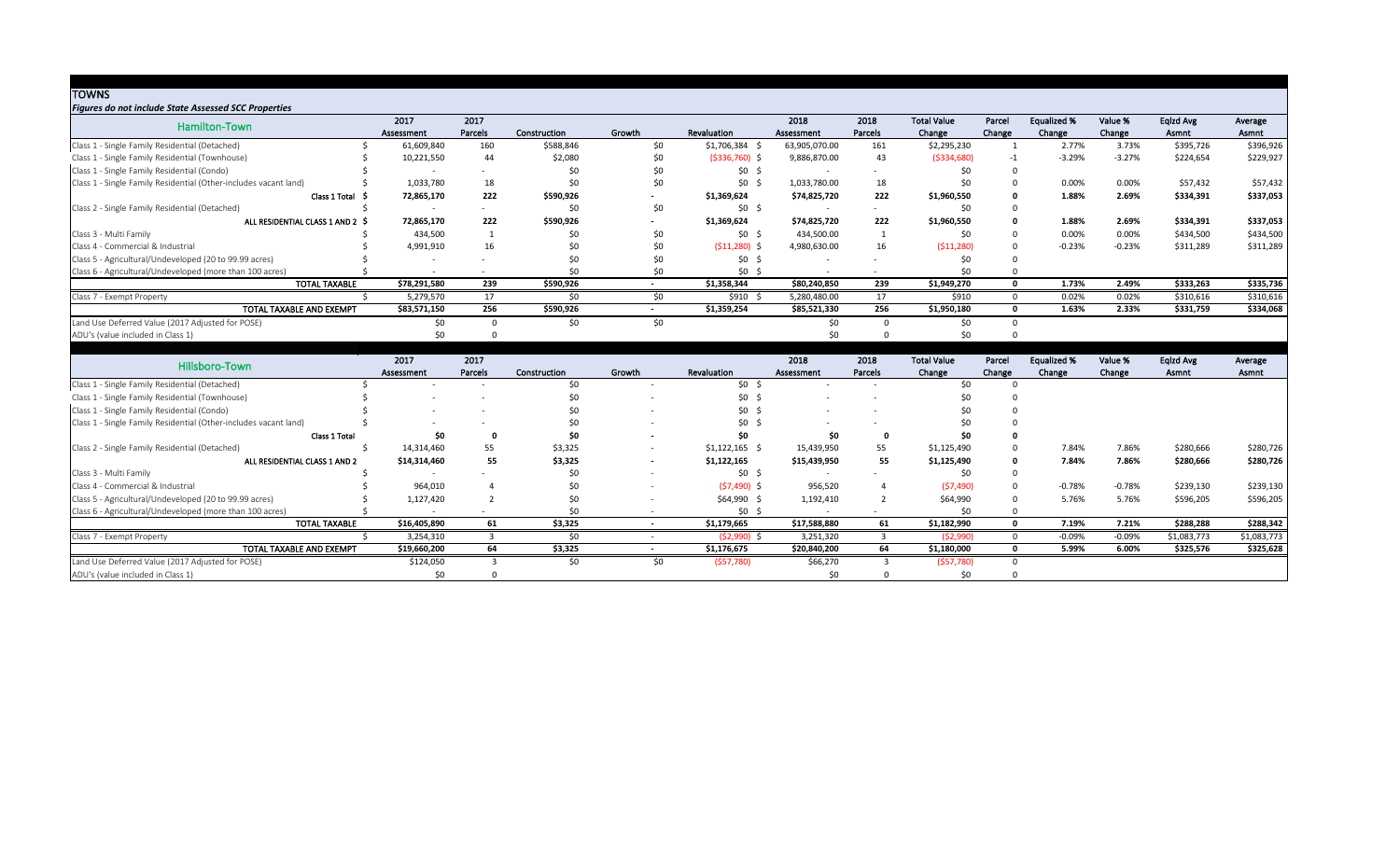# TOWNS

*Figures do not include State Assessed SCC Properties*

| Hamilton-Town | 2017 Assessment | 2017 Parcels | Construction | Growth | Revaluation | 2018 Assessment | 2018 Parcels | Total Value Change | Parcel Change | Equalized % Change | Value % Change | Eqlzd Avg Asmnt | Average Asmnt |
|---|---|---|---|---|---|---|---|---|---|---|---|---|---|
| Class 1 - Single Family Residential (Detached) | $ 61,609,840 | 160 | $588,846 | $0 | $1,706,384 | $ 63,905,070.00 | 161 | $2,295,230 | 1 | 2.77% | 3.73% | $395,726 | $396,926 |
| Class 1 - Single Family Residential (Townhouse) | $ 10,221,550 | 44 | $2,080 | $0 | ($336,760) | $ 9,886,870.00 | 43 | ($334,680) | -1 | -3.29% | -3.27% | $224,654 | $229,927 |
| Class 1 - Single Family Residential (Condo) | $ - | - | $0 | $0 | $0 | $ - | - | $0 | 0 | | | | |
| Class 1 - Single Family Residential (Other-includes vacant land) | $ 1,033,780 | 18 | $0 | $0 | $0 | $ 1,033,780.00 | 18 | $0 | 0 | 0.00% | 0.00% | $57,432 | $57,432 |
| **Class 1 Total** | **$ 72,865,170** | **222** | **$590,926** | **-** | **$1,369,624** | **$74,825,720** | **222** | **$1,960,550** | **0** | **1.88%** | **2.69%** | **$334,391** | **$337,053** |
| Class 2 - Single Family Residential (Detached) | $ - | - | $0 | $0 | $0 | $ - | - | $0 | 0 | | | | |
| **ALL RESIDENTIAL CLASS 1 AND 2** | **$ 72,865,170** | **222** | **$590,926** | **-** | **$1,369,624** | **$74,825,720** | **222** | **$1,960,550** | **0** | **1.88%** | **2.69%** | **$334,391** | **$337,053** |
| Class 3 - Multi Family | $ 434,500 | 1 | $0 | $0 | $0 | $ 434,500.00 | 1 | $0 | 0 | 0.00% | 0.00% | $434,500 | $434,500 |
| Class 4 - Commercial & Industrial | $ 4,991,910 | 16 | $0 | $0 | ($11,280) | $ 4,980,630.00 | 16 | ($11,280) | 0 | -0.23% | -0.23% | $311,289 | $311,289 |
| Class 5 - Agricultural/Undeveloped (20 to 99.99 acres) | $ - | - | $0 | $0 | $0 | $ - | - | $0 | 0 | | | | |
| Class 6 - Agricultural/Undeveloped (more than 100 acres) | $ - | - | $0 | $0 | $0 | $ - | - | $0 | 0 | | | | |
| **TOTAL TAXABLE** | **$78,291,580** | **239** | **$590,926** | **-** | **$1,358,344** | **$80,240,850** | **239** | **$1,949,270** | **0** | **1.73%** | **2.49%** | **$333,263** | **$335,736** |
| Class 7 - Exempt Property | $ 5,279,570 | 17 | $0 | $0 | $910 | $ 5,280,480.00 | 17 | $910 | 0 | 0.02% | 0.02% | $310,616 | $310,616 |
| **TOTAL TAXABLE AND EXEMPT** | **$83,571,150** | **256** | **$590,926** | **-** | **$1,359,254** | **$85,521,330** | **256** | **$1,950,180** | **0** | **1.63%** | **2.33%** | **$331,759** | **$334,068** |
| Land Use Deferred Value (2017 Adjusted for POSE) | $0 | 0 | $0 | $0 | | $0 | 0 | $0 | 0 | | | | |
| ADU's (value included in Class 1) | $0 | 0 | | | | $0 | 0 | $0 | 0 | | | | |

| Hillsboro-Town | 2017 Assessment | 2017 Parcels | Construction | Growth | Revaluation | 2018 Assessment | 2018 Parcels | Total Value Change | Parcel Change | Equalized % Change | Value % Change | Eqlzd Avg Asmnt | Average Asmnt |
|---|---|---|---|---|---|---|---|---|---|---|---|---|---|
| Class 1 - Single Family Residential (Detached) | $ - | - | $0 | - | $0 | $ - | - | $0 | 0 | | | | |
| Class 1 - Single Family Residential (Townhouse) | $ - | - | $0 | - | $0 | $ - | - | $0 | 0 | | | | |
| Class 1 - Single Family Residential (Condo) | $ - | - | $0 | - | $0 | $ - | - | $0 | 0 | | | | |
| Class 1 - Single Family Residential (Other-includes vacant land) | $ - | - | $0 | - | $0 | $ - | - | $0 | 0 | | | | |
| **Class 1 Total** | **$0** | **0** | **$0** | **-** | **$0** | **$0** | **0** | **$0** | **0** | | | | |
| Class 2 - Single Family Residential (Detached) | $ 14,314,460 | 55 | $3,325 | - | $1,122,165 | $ 15,439,950 | 55 | $1,125,490 | 0 | 7.84% | 7.86% | $280,666 | $280,726 |
| **ALL RESIDENTIAL CLASS 1 AND 2** | **$14,314,460** | **55** | **$3,325** | **-** | **$1,122,165** | **$15,439,950** | **55** | **$1,125,490** | **0** | **7.84%** | **7.86%** | **$280,666** | **$280,726** |
| Class 3 - Multi Family | $ - | - | $0 | - | $0 | $ - | - | $0 | 0 | | | | |
| Class 4 - Commercial & Industrial | $ 964,010 | 4 | $0 | - | ($7,490) | $ 956,520 | 4 | ($7,490) | 0 | -0.78% | -0.78% | $239,130 | $239,130 |
| Class 5 - Agricultural/Undeveloped (20 to 99.99 acres) | $ 1,127,420 | 2 | $0 | - | $64,990 | $ 1,192,410 | 2 | $64,990 | 0 | 5.76% | 5.76% | $596,205 | $596,205 |
| Class 6 - Agricultural/Undeveloped (more than 100 acres) | $ - | - | $0 | - | $0 | $ - | - | $0 | 0 | | | | |
| **TOTAL TAXABLE** | **$16,405,890** | **61** | **$3,325** | **-** | **$1,179,665** | **$17,588,880** | **61** | **$1,182,990** | **0** | **7.19%** | **7.21%** | **$288,288** | **$288,342** |
| Class 7 - Exempt Property | $ 3,254,310 | 3 | $0 | - | ($2,990) | $ 3,251,320 | 3 | ($2,990) | 0 | -0.09% | -0.09% | $1,083,773 | $1,083,773 |
| **TOTAL TAXABLE AND EXEMPT** | **$19,660,200** | **64** | **$3,325** | **-** | **$1,176,675** | **$20,840,200** | **64** | **$1,180,000** | **0** | **5.99%** | **6.00%** | **$325,576** | **$325,628** |
| Land Use Deferred Value (2017 Adjusted for POSE) | $124,050 | 3 | $0 | $0 | ($57,780) | $66,270 | 3 | ($57,780) | 0 | | | | |
| ADU's (value included in Class 1) | $0 | 0 | | | | $0 | 0 | $0 | 0 | | | | |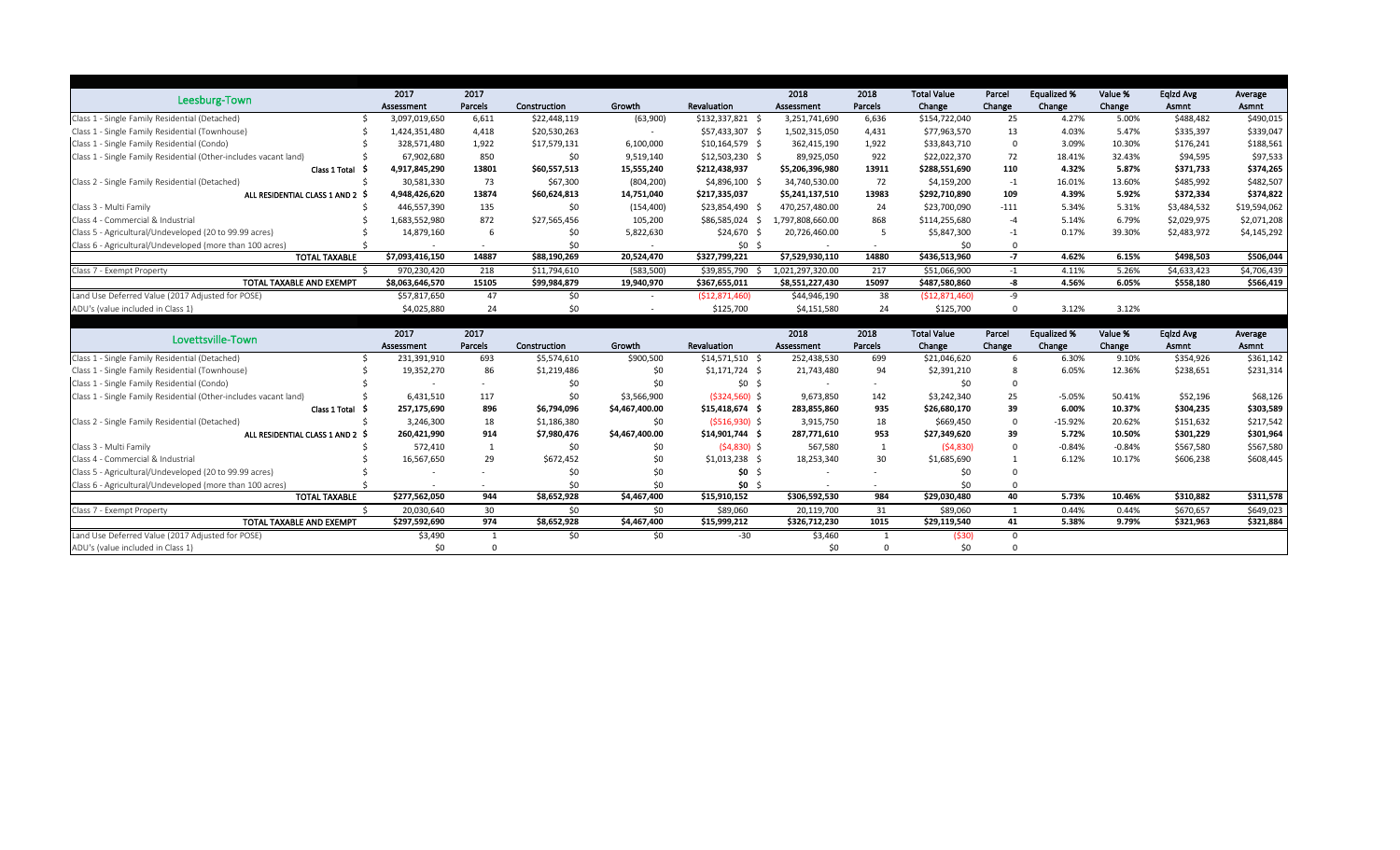| Leesburg-Town | 2017 Assessment | 2017 Parcels | Construction | Growth | Revaluation | 2018 Assessment | 2018 Parcels | Total Value Change | Parcel Change | Equalized % Change | Value % Change | Eqlzd Avg Asmnt | Average Asmnt |
|---|---|---|---|---|---|---|---|---|---|---|---|---|---|
| Class 1 - Single Family Residential (Detached) | $ 3,097,019,650 | 6,611 | $22,448,119 | (63,900) | $132,337,821 | $ 3,251,741,690 | 6,636 | $154,722,040 | 25 | 4.27% | 5.00% | $488,482 | $490,015 |
| Class 1 - Single Family Residential (Townhouse) | $ 1,424,351,480 | 4,418 | $20,530,263 | - | $57,433,307 | $ 1,502,315,050 | 4,431 | $77,963,570 | 13 | 4.03% | 5.47% | $335,397 | $339,047 |
| Class 1 - Single Family Residential (Condo) | $ 328,571,480 | 1,922 | $17,579,131 | 6,100,000 | $10,164,579 | $ 362,415,190 | 1,922 | $33,843,710 | 0 | 3.09% | 10.30% | $176,241 | $188,561 |
| Class 1 - Single Family Residential (Other-includes vacant land) | $ 67,902,680 | 850 | $0 | 9,519,140 | $12,503,230 | $ 89,925,050 | 922 | $22,022,370 | 72 | 18.41% | 32.43% | $94,595 | $97,533 |
| **Class 1 Total** | **$ 4,917,845,290** | **13801** | **$60,557,513** | **15,555,240** | **$212,438,937** | **$5,206,396,980** | **13911** | **$288,551,690** | **110** | **4.32%** | **5.87%** | **$371,733** | **$374,265** |
| Class 2 - Single Family Residential (Detached) | $ 30,581,330 | 73 | $67,300 | (804,200) | $4,896,100 | $ 34,740,530.00 | 72 | $4,159,200 | -1 | 16.01% | 13.60% | $485,992 | $482,507 |
| **ALL RESIDENTIAL CLASS 1 AND 2** | **$ 4,948,426,620** | **13874** | **$60,624,813** | **14,751,040** | **$217,335,037** | **$5,241,137,510** | **13983** | **$292,710,890** | **109** | **4.39%** | **5.92%** | **$372,334** | **$374,822** |
| Class 3 - Multi Family | $ 446,557,390 | 135 | $0 | (154,400) | $23,854,490 | $ 470,257,480.00 | 24 | $23,700,090 | -111 | 5.34% | 5.31% | $3,484,532 | $19,594,062 |
| Class 4 - Commercial & Industrial | $ 1,683,552,980 | 872 | $27,565,456 | 105,200 | $86,585,024 | $ 1,797,808,660.00 | 868 | $114,255,680 | -4 | 5.14% | 6.79% | $2,029,975 | $2,071,208 |
| Class 5 - Agricultural/Undeveloped (20 to 99.99 acres) | $ 14,879,160 | 6 | $0 | 5,822,630 | $24,670 | $ 20,726,460.00 | 5 | $5,847,300 | -1 | 0.17% | 39.30% | $2,483,972 | $4,145,292 |
| Class 6 - Agricultural/Undeveloped (more than 100 acres) | $ - | - | $0 | - | $0 | $ - | - | $0 | 0 | | | | |
| **TOTAL TAXABLE** | **$7,093,416,150** | **14887** | **$88,190,269** | **20,524,470** | **$327,799,221** | **$7,529,930,110** | **14880** | **$436,513,960** | **-7** | **4.62%** | **6.15%** | **$498,503** | **$506,044** |
| Class 7 - Exempt Property | $ 970,230,420 | 218 | $11,794,610 | (583,500) | $39,855,790 | $ 1,021,297,320.00 | 217 | $51,066,900 | -1 | 4.11% | 5.26% | $4,633,423 | $4,706,439 |
| **TOTAL TAXABLE AND EXEMPT** | **$8,063,646,570** | **15105** | **$99,984,879** | **19,940,970** | **$367,655,011** | **$8,551,227,430** | **15097** | **$487,580,860** | **-8** | **4.56%** | **6.05%** | **$558,180** | **$566,419** |
| Land Use Deferred Value (2017 Adjusted for POSE) | $57,817,650 | 47 | $0 | - | ($12,871,460) | $44,946,190 | 38 | ($12,871,460) | -9 | | | | |
| ADU's (value included in Class 1) | $4,025,880 | 24 | $0 | - | $125,700 | $4,151,580 | 24 | $125,700 | 0 | 3.12% | 3.12% | | |

| Lovettsville-Town | 2017 Assessment | 2017 Parcels | Construction | Growth | Revaluation | 2018 Assessment | 2018 Parcels | Total Value Change | Parcel Change | Equalized % Change | Value % Change | Eqlzd Avg Asmnt | Average Asmnt |
|---|---|---|---|---|---|---|---|---|---|---|---|---|---|
| Class 1 - Single Family Residential (Detached) | $ 231,391,910 | 693 | $5,574,610 | $900,500 | $14,571,510 | $ 252,438,530 | 699 | $21,046,620 | 6 | 6.30% | 9.10% | $354,926 | $361,142 |
| Class 1 - Single Family Residential (Townhouse) | $ 19,352,270 | 86 | $1,219,486 | $0 | $1,171,724 | $ 21,743,480 | 94 | $2,391,210 | 8 | 6.05% | 12.36% | $238,651 | $231,314 |
| Class 1 - Single Family Residential (Condo) | $ - | - | $0 | $0 | $0 | $ - | - | $0 | 0 | | | | |
| Class 1 - Single Family Residential (Other-includes vacant land) | $ 6,431,510 | 117 | $0 | $3,566,900 | ($324,560) | $ 9,673,850 | 142 | $3,242,340 | 25 | -5.05% | 50.41% | $52,196 | $68,126 |
| **Class 1 Total** | **$ 257,175,690** | **896** | **$6,794,096** | **$4,467,400.00** | **$15,418,674** | **$ 283,855,860** | **935** | **$26,680,170** | **39** | **6.00%** | **10.37%** | **$304,235** | **$303,589** |
| Class 2 - Single Family Residential (Detached) | $ 3,246,300 | 18 | $1,186,380 | $0 | ($516,930) | $ 3,915,750 | 18 | $669,450 | 0 | -15.92% | 20.62% | $151,632 | $217,542 |
| **ALL RESIDENTIAL CLASS 1 AND 2** | **$ 260,421,990** | **914** | **$7,980,476** | **$4,467,400.00** | **$14,901,744** | **$ 287,771,610** | **953** | **$27,349,620** | **39** | **5.72%** | **10.50%** | **$301,229** | **$301,964** |
| Class 3 - Multi Family | $ 572,410 | 1 | $0 | $0 | ($4,830) | $ 567,580 | 1 | ($4,830) | 0 | -0.84% | -0.84% | $567,580 | $567,580 |
| Class 4 - Commercial & Industrial | $ 16,567,650 | 29 | $672,452 | $0 | $1,013,238 | $ 18,253,340 | 30 | $1,685,690 | 1 | 6.12% | 10.17% | $606,238 | $608,445 |
| Class 5 - Agricultural/Undeveloped (20 to 99.99 acres) | $ - | - | $0 | $0 | $0 | $ - | - | $0 | 0 | | | | |
| Class 6 - Agricultural/Undeveloped (more than 100 acres) | $ - | - | $0 | $0 | $0 | $ - | - | $0 | 0 | | | | |
| **TOTAL TAXABLE** | **$277,562,050** | **944** | **$8,652,928** | **$4,467,400** | **$15,910,152** | **$306,592,530** | **984** | **$29,030,480** | **40** | **5.73%** | **10.46%** | **$310,882** | **$311,578** |
| Class 7 - Exempt Property | $ 20,030,640 | 30 | $0 | $0 | $89,060 | $ 20,119,700 | 31 | $89,060 | 1 | 0.44% | 0.44% | $670,657 | $649,023 |
| **TOTAL TAXABLE AND EXEMPT** | **$297,592,690** | **974** | **$8,652,928** | **$4,467,400** | **$15,999,212** | **$326,712,230** | **1015** | **$29,119,540** | **41** | **5.38%** | **9.79%** | **$321,963** | **$321,884** |
| Land Use Deferred Value (2017 Adjusted for POSE) | $3,490 | 1 | $0 | $0 | -30 | $3,460 | 1 | ($30) | 0 | | | | |
| ADU's (value included in Class 1) | $0 | 0 | | | | $0 | 0 | $0 | 0 | | | | |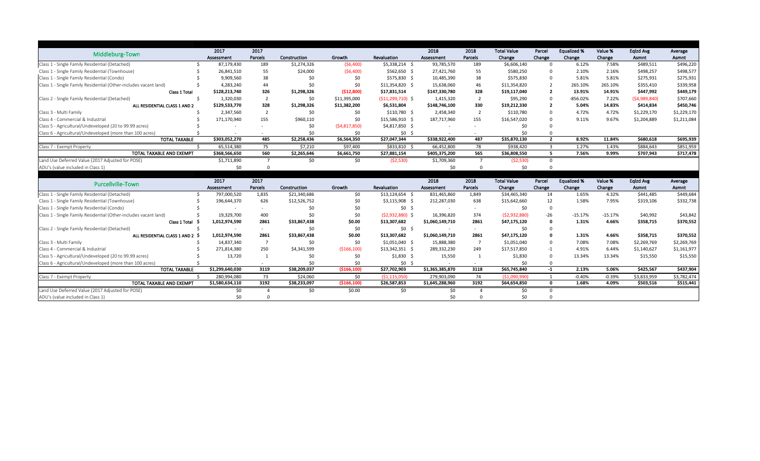| Middleburg-Town | 2017 Assessment | 2017 Parcels | Construction | Growth | Revaluation | 2018 Assessment | 2018 Parcels | Total Value Change | Parcel Change | Equalized % Change | Value % Change | Eqlzd Avg Asmnt | Average Asmnt |
|---|---|---|---|---|---|---|---|---|---|---|---|---|---|
| Class 1 - Single Family Residential (Detached) | $ 87,179,430 | 189 | $1,274,326 | ($6,400) | $5,338,214 | $ 93,785,570 | 189 | $6,606,140 | 0 | 6.12% | 7.58% | $489,511 | $496,220 |
| Class 1 - Single Family Residential (Townhouse) | $ 26,841,510 | 55 | $24,000 | ($6,400) | $562,650 | $ 27,421,760 | 55 | $580,250 | 0 | 2.10% | 2.16% | $498,257 | $498,577 |
| Class 1 - Single Family Residential (Condo) | $ 9,909,560 | 38 | $0 | $0 | $575,830 | $ 10,485,390 | 38 | $575,830 | 0 | 5.81% | 5.81% | $275,931 | $275,931 |
| Class 1 - Single Family Residential (Other-includes vacant land) | $ 4,283,240 | 44 | $0 | $0 | $11,354,820 | $ 15,638,060 | 46 | $11,354,820 | 2 | 265.10% | 265.10% | $355,410 | $339,958 |
| Class 1 Total | $128,213,740 | 326 | $1,298,326 | ($12,800) | $17,831,514 | $147,330,780 | 328 | $19,117,040 | 2 | 13.91% | 14.91% | $447,992 | $449,179 |
| Class 2 - Single Family Residential (Detached) | $ 1,320,030 | 2 | $0 | $11,395,000 | ($11,299,710) | $ 1,415,320 | 2 | $95,290 | 0 | -856.02% | 7.22% | ($4,989,840) | $707,660 |
| ALL RESIDENTIAL CLASS 1 AND 2 | $129,533,770 | 328 | $1,298,326 | $11,382,200 | $6,531,804 | $148,746,100 | 330 | $19,212,330 | 2 | 5.04% | 14.83% | $414,834 | $450,746 |
| Class 3 - Multi Family | $ 2,347,560 | 2 | $0 | $0 | $110,780 | $ 2,458,340 | 2 | $110,780 | 0 | 4.72% | 4.72% | $1,229,170 | $1,229,170 |
| Class 4 - Commercial & Industrial | $ 171,170,940 | 155 | $960,110 | $0 | $15,586,910 | $ 187,717,960 | 155 | $16,547,020 | 0 | 9.11% | 9.67% | $1,204,889 | $1,211,084 |
| Class 5 - Agricultural/Undeveloped (20 to 99.99 acres) | $ - | - | $0 | ($4,817,850) | $4,817,850 | $ - | - | $0 | 0 | | | | |
| Class 6 - Agricultural/Undeveloped (more than 100 acres) | $ - | - | $0 | $0 | $0 | $ - | - | $0 | 0 | | | | |
| TOTAL TAXABLE | $303,052,270 | 485 | $2,258,436 | $6,564,350 | $27,047,344 | $338,922,400 | 487 | $35,870,130 | 2 | 8.92% | 11.84% | $680,618 | $695,939 |
| Class 7 - Exempt Property | $ 65,514,380 | 75 | $7,210 | $97,400 | $833,810 | $ 66,452,800 | 78 | $938,420 | 3 | 1.27% | 1.43% | $884,643 | $851,959 |
| TOTAL TAXABLE AND EXEMPT | $368,566,650 | 560 | $2,265,646 | $6,661,750 | $27,881,154 | $405,375,200 | 565 | $36,808,550 | 5 | 7.56% | 9.99% | $707,943 | $717,478 |
| Land Use Deferred Value (2017 Adjusted for POSE) | $1,711,890 | 7 | $0 | $0 | ($2,530) | $1,709,360 | 7 | ($2,530) | 0 | | | | |
| ADU's (value included in Class 1) | $0 | 0 | | | | $0 | 0 | $0 | 0 | | | | |

| Purcellville-Town | 2017 Assessment | 2017 Parcels | Construction | Growth | Revaluation | 2018 Assessment | 2018 Parcels | Total Value Change | Parcel Change | Equalized % Change | Value % Change | Eqlzd Avg Asmnt | Average Asmnt |
|---|---|---|---|---|---|---|---|---|---|---|---|---|---|
| Class 1 - Single Family Residential (Detached) | $ 797,000,520 | 1,835 | $21,340,686 | $0 | $13,124,654 | $ 831,465,860 | 1,849 | $34,465,340 | 14 | 1.65% | 4.32% | $441,485 | $449,684 |
| Class 1 - Single Family Residential (Townhouse) | $ 196,644,370 | 626 | $12,526,752 | $0 | $3,115,908 | $ 212,287,030 | 638 | $15,642,660 | 12 | 1.58% | 7.95% | $319,106 | $332,738 |
| Class 1 - Single Family Residential (Condo) | $ - | - | $0 | $0 | $0 | $ - | - | $0 | 0 | | | | |
| Class 1 - Single Family Residential (Other-includes vacant land) | $ 19,329,700 | 400 | $0 | $0 | ($2,932,880) | $ 16,396,820 | 374 | ($2,932,880) | -26 | -15.17% | -15.17% | $40,992 | $43,842 |
| Class 1 Total | $ 1,012,974,590 | 2861 | $33,867,438 | $0.00 | $13,307,682 | $1,060,149,710 | 2861 | $47,175,120 | 0 | 1.31% | 4.66% | $358,715 | $370,552 |
| Class 2 - Single Family Residential (Detached) | $ - | - | $0 | $0 | $0 | $ - | - | $0 | 0 | | | | |
| ALL RESIDENTIAL CLASS 1 AND 2 | $ 1,012,974,590 | 2861 | $33,867,438 | $0.00 | $13,307,682 | $1,060,149,710 | 2861 | $47,175,120 | 0 | 1.31% | 4.66% | $358,715 | $370,552 |
| Class 3 - Multi Family | $ 14,837,340 | 7 | $0 | $0 | $1,051,040 | $ 15,888,380 | 7 | $1,051,040 | 0 | 7.08% | 7.08% | $2,269,769 | $2,269,769 |
| Class 4 - Commercial & Industrial | $ 271,814,380 | 250 | $4,341,599 | ($166,100) | $13,342,351 | $ 289,332,230 | 249 | $17,517,850 | -1 | 4.91% | 6.44% | $1,140,627 | $1,161,977 |
| Class 5 - Agricultural/Undeveloped (20 to 99.99 acres) | $ 13,720 | 1 | $0 | $0 | $1,830 | $ 15,550 | 1 | $1,830 | 0 | 13.34% | 13.34% | $15,550 | $15,550 |
| Class 6 - Agricultural/Undeveloped (more than 100 acres) | $ - | - | $0 | $0 | $0 | $ - | - | $0 | 0 | | | | |
| TOTAL TAXABLE | $1,299,640,030 | 3119 | $38,209,037 | ($166,100) | $27,702,903 | $1,365,385,870 | 3118 | $65,745,840 | -1 | 2.13% | 5.06% | $425,567 | $437,904 |
| Class 7 - Exempt Property | $ 280,994,080 | 73 | $24,060 | $0 | ($1,115,050) | $ 279,903,090 | 74 | ($1,090,990) | 1 | -0.40% | -0.39% | $3,833,959 | $3,782,474 |
| TOTAL TAXABLE AND EXEMPT | $1,580,634,110 | 3192 | $38,233,097 | ($166,100) | $26,587,853 | $1,645,288,960 | 3192 | $64,654,850 | 0 | 1.68% | 4.09% | $503,516 | $515,441 |
| Land Use Deferred Value (2017 Adjusted for POSE) | $0 | 4 | $0 | $0.00 | $0 | $0 | 4 | $0 | 0 | | | | |
| ADU's (value included in Class 1) | $0 | 0 | | | | $0 | 0 | $0 | 0 | | | | |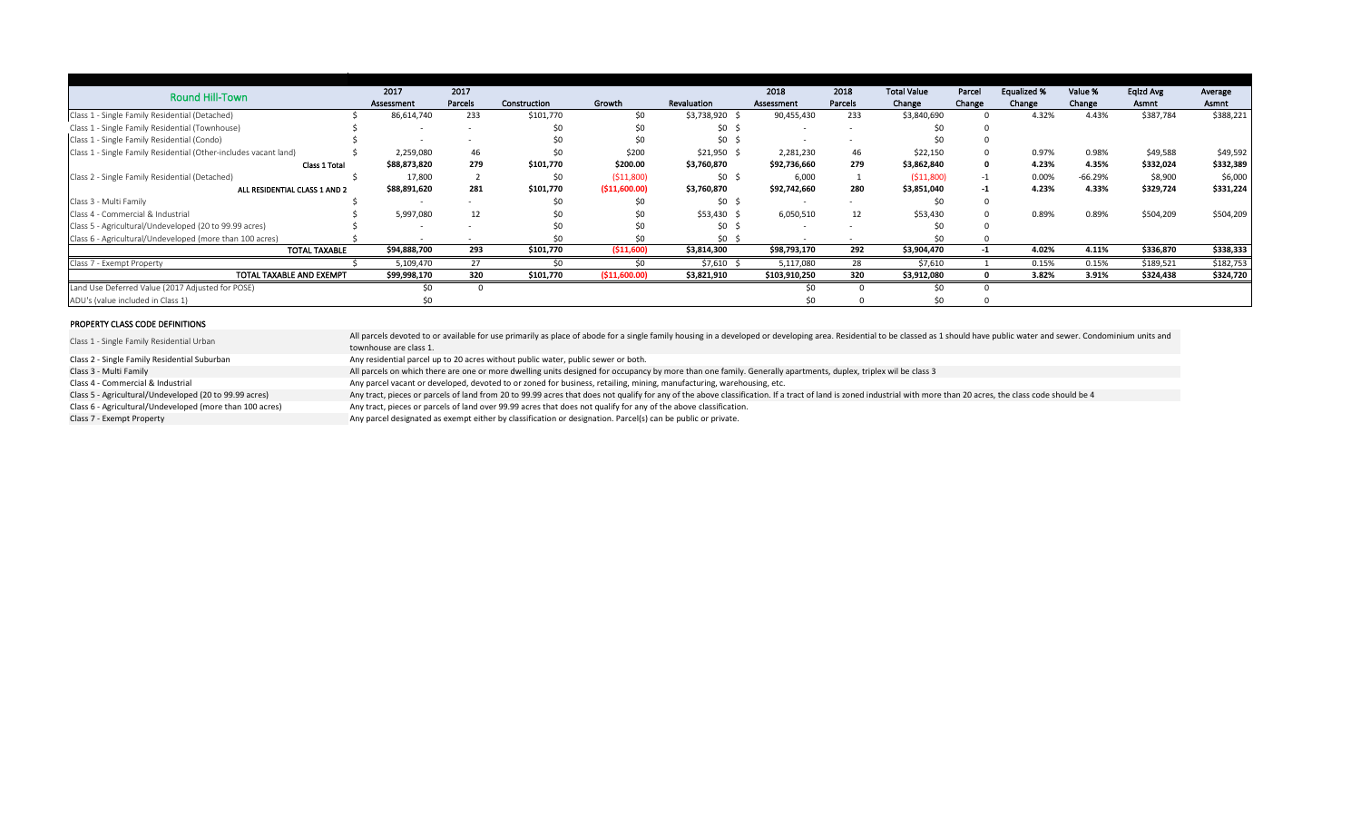| Round Hill-Town | 2017 Assessment | 2017 Parcels | Construction | Growth | Revaluation | 2018 Assessment | 2018 Parcels | Total Value Change | Parcel Change | Equalized % Change | Value % Change | Eqlzd Avg Asmnt | Average Asmnt |
|---|---|---|---|---|---|---|---|---|---|---|---|---|---|
| Class 1 - Single Family Residential (Detached) | $ 86,614,740 | 233 | $101,770 | $0 | $3,738,920 | $ 90,455,430 | 233 | $3,840,690 | 0 | 4.32% | 4.43% | $387,784 | $388,221 |
| Class 1 - Single Family Residential (Townhouse) | $ - | - | $0 | $0 | $0 | $ - | - | $0 | 0 | | | | |
| Class 1 - Single Family Residential (Condo) | $ - | - | $0 | $0 | $0 | $ - | - | $0 | 0 | | | | |
| Class 1 - Single Family Residential (Other-includes vacant land) | $ 2,259,080 | 46 | $0 | $200 | $21,950 | $ 2,281,230 | 46 | $22,150 | 0 | 0.97% | 0.98% | $49,588 | $49,592 |
| **Class 1 Total** | **$88,873,820** | **279** | **$101,770** | **$200.00** | **$3,760,870** | **$92,736,660** | **279** | **$3,862,840** | **0** | **4.23%** | **4.35%** | **$332,024** | **$332,389** |
| Class 2 - Single Family Residential (Detached) | $ 17,800 | 2 | $0 | ($11,800) | $0 | $ 6,000 | 1 | ($11,800) | -1 | 0.00% | -66.29% | $8,900 | $6,000 |
| **ALL RESIDENTIAL CLASS 1 AND 2** | **$88,891,620** | **281** | **$101,770** | **($11,600.00)** | **$3,760,870** | **$92,742,660** | **280** | **$3,851,040** | **-1** | **4.23%** | **4.33%** | **$329,724** | **$331,224** |
| Class 3 - Multi Family | $ - | - | $0 | $0 | $0 | $ - | - | $0 | 0 | | | | |
| Class 4 - Commercial & Industrial | $ 5,997,080 | 12 | $0 | $0 | $53,430 | $ 6,050,510 | 12 | $53,430 | 0 | 0.89% | 0.89% | $504,209 | $504,209 |
| Class 5 - Agricultural/Undeveloped (20 to 99.99 acres) | $ - | - | $0 | $0 | $0 | $ - | - | $0 | 0 | | | | |
| Class 6 - Agricultural/Undeveloped (more than 100 acres) | $ - | - | $0 | $0 | $0 | $ - | - | $0 | 0 | | | | |
| **TOTAL TAXABLE** | **$94,888,700** | **293** | **$101,770** | **($11,600)** | **$3,814,300** | **$98,793,170** | **292** | **$3,904,470** | **-1** | **4.02%** | **4.11%** | **$336,870** | **$338,333** |
| Class 7 - Exempt Property | $ 5,109,470 | 27 | $0 | $0 | $7,610 | $ 5,117,080 | 28 | $7,610 | 1 | 0.15% | 0.15% | $189,521 | $182,753 |
| **TOTAL TAXABLE AND EXEMPT** | **$99,998,170** | **320** | **$101,770** | **($11,600.00)** | **$3,821,910** | **$103,910,250** | **320** | **$3,912,080** | **0** | **3.82%** | **3.91%** | **$324,438** | **$324,720** |
| Land Use Deferred Value (2017 Adjusted for POSE) | $0 | 0 | | | | $0 | 0 | $0 | 0 | | | | |
| ADU's (value included in Class 1) | $0 | | | | | $0 | 0 | $0 | 0 | | | | |

**PROPERTY CLASS CODE DEFINITIONS**

| | |
|---|---|
| Class 1 - Single Family Residential Urban | All parcels devoted to or available for use primarily as place of abode for a single family housing in a developed or developing area. Residential to be classed as 1 should have public water and sewer. Condominium units and townhouse are class 1. |
| Class 2 - Single Family Residential Suburban | Any residential parcel up to 20 acres without public water, public sewer or both. |
| Class 3 - Multi Family | All parcels on which there are one or more dwelling units designed for occupancy by more than one family. Generally apartments, duplex, triplex wil be class 3 |
| Class 4 - Commercial & Industrial | Any parcel vacant or developed, devoted to or zoned for business, retailing, mining, manufacturing, warehousing, etc. |
| Class 5 - Agricultural/Undeveloped (20 to 99.99 acres) | Any tract, pieces or parcels of land from 20 to 99.99 acres that does not qualify for any of the above classification. If a tract of land is zoned industrial with more than 20 acres, the class code should be 4 |
| Class 6 - Agricultural/Undeveloped (more than 100 acres) | Any tract, pieces or parcels of land over 99.99 acres that does not qualify for any of the above classification. |
| Class 7 - Exempt Property | Any parcel designated as exempt either by classification or designation. Parcel(s) can be public or private. |